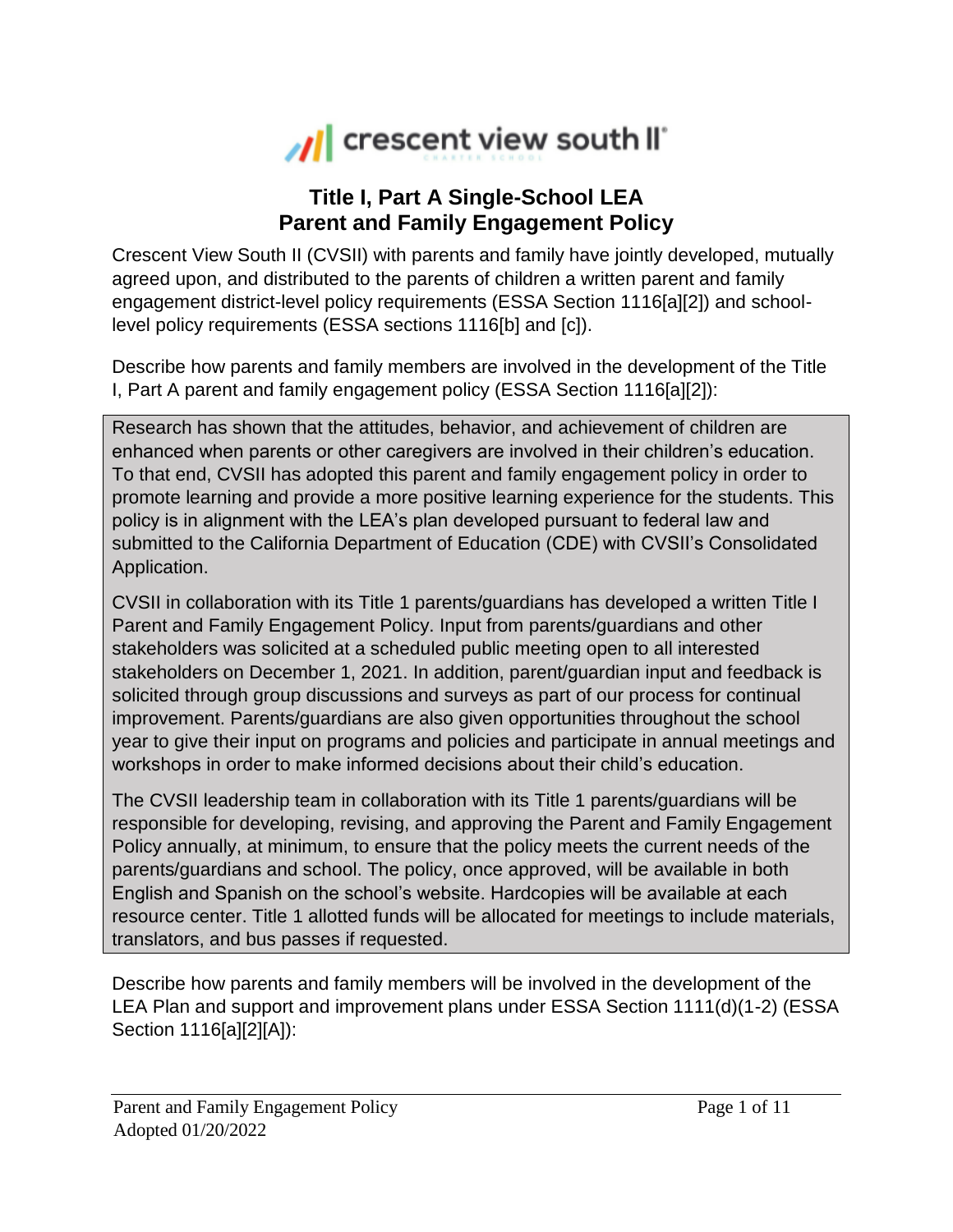crescent view south II

# Title I, Part A Single-School LEA
# Parent and Family Engagement Policy

Crescent View South II (CVSII) with parents and family have jointly developed, mutually agreed upon, and distributed to the parents of children a written parent and family engagement district-level policy requirements (ESSA Section 1116[a][2]) and school-level policy requirements (ESSA sections 1116[b] and [c]).

Describe how parents and family members are involved in the development of the Title I, Part A parent and family engagement policy (ESSA Section 1116[a][2]):

Research has shown that the attitudes, behavior, and achievement of children are enhanced when parents or other caregivers are involved in their children's education. To that end, CVSII has adopted this parent and family engagement policy in order to promote learning and provide a more positive learning experience for the students. This policy is in alignment with the LEA's plan developed pursuant to federal law and submitted to the California Department of Education (CDE) with CVSII's Consolidated Application.

CVSII in collaboration with its Title 1 parents/guardians has developed a written Title I Parent and Family Engagement Policy. Input from parents/guardians and other stakeholders was solicited at a scheduled public meeting open to all interested stakeholders on December 1, 2021. In addition, parent/guardian input and feedback is solicited through group discussions and surveys as part of our process for continual improvement. Parents/guardians are also given opportunities throughout the school year to give their input on programs and policies and participate in annual meetings and workshops in order to make informed decisions about their child's education.

The CVSII leadership team in collaboration with its Title 1 parents/guardians will be responsible for developing, revising, and approving the Parent and Family Engagement Policy annually, at minimum, to ensure that the policy meets the current needs of the parents/guardians and school. The policy, once approved, will be available in both English and Spanish on the school's website. Hardcopies will be available at each resource center. Title 1 allotted funds will be allocated for meetings to include materials, translators, and bus passes if requested.

Describe how parents and family members will be involved in the development of the LEA Plan and support and improvement plans under ESSA Section 1111(d)(1-2) (ESSA Section 1116[a][2][A]):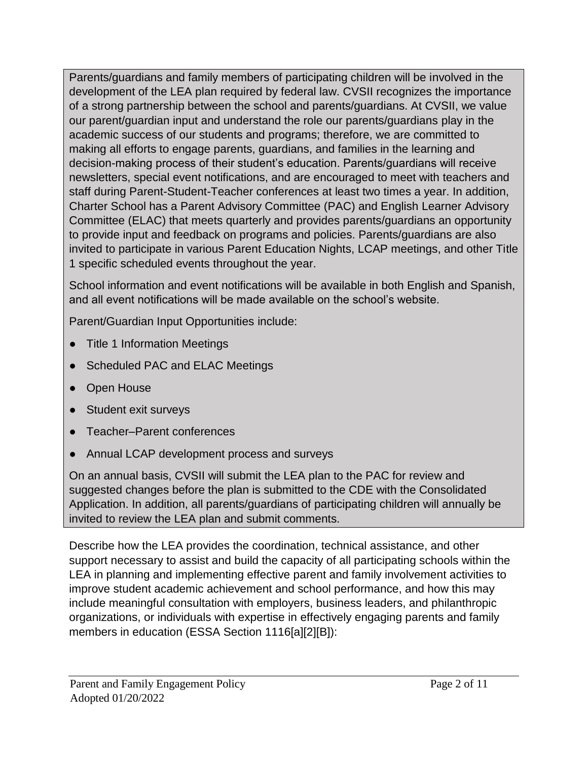Parents/guardians and family members of participating children will be involved in the development of the LEA plan required by federal law. CVSII recognizes the importance of a strong partnership between the school and parents/guardians. At CVSII, we value our parent/guardian input and understand the role our parents/guardians play in the academic success of our students and programs; therefore, we are committed to making all efforts to engage parents, guardians, and families in the learning and decision-making process of their student's education. Parents/guardians will receive newsletters, special event notifications, and are encouraged to meet with teachers and staff during Parent-Student-Teacher conferences at least two times a year. In addition, Charter School has a Parent Advisory Committee (PAC) and English Learner Advisory Committee (ELAC) that meets quarterly and provides parents/guardians an opportunity to provide input and feedback on programs and policies. Parents/guardians are also invited to participate in various Parent Education Nights, LCAP meetings, and other Title 1 specific scheduled events throughout the year.

School information and event notifications will be available in both English and Spanish, and all event notifications will be made available on the school's website.

Parent/Guardian Input Opportunities include:

- Title 1 Information Meetings
- Scheduled PAC and ELAC Meetings
- Open House
- Student exit surveys
- Teacher–Parent conferences
- Annual LCAP development process and surveys

On an annual basis, CVSII will submit the LEA plan to the PAC for review and suggested changes before the plan is submitted to the CDE with the Consolidated Application. In addition, all parents/guardians of participating children will annually be invited to review the LEA plan and submit comments.

Describe how the LEA provides the coordination, technical assistance, and other support necessary to assist and build the capacity of all participating schools within the LEA in planning and implementing effective parent and family involvement activities to improve student academic achievement and school performance, and how this may include meaningful consultation with employers, business leaders, and philanthropic organizations, or individuals with expertise in effectively engaging parents and family members in education (ESSA Section 1116[a][2][B]):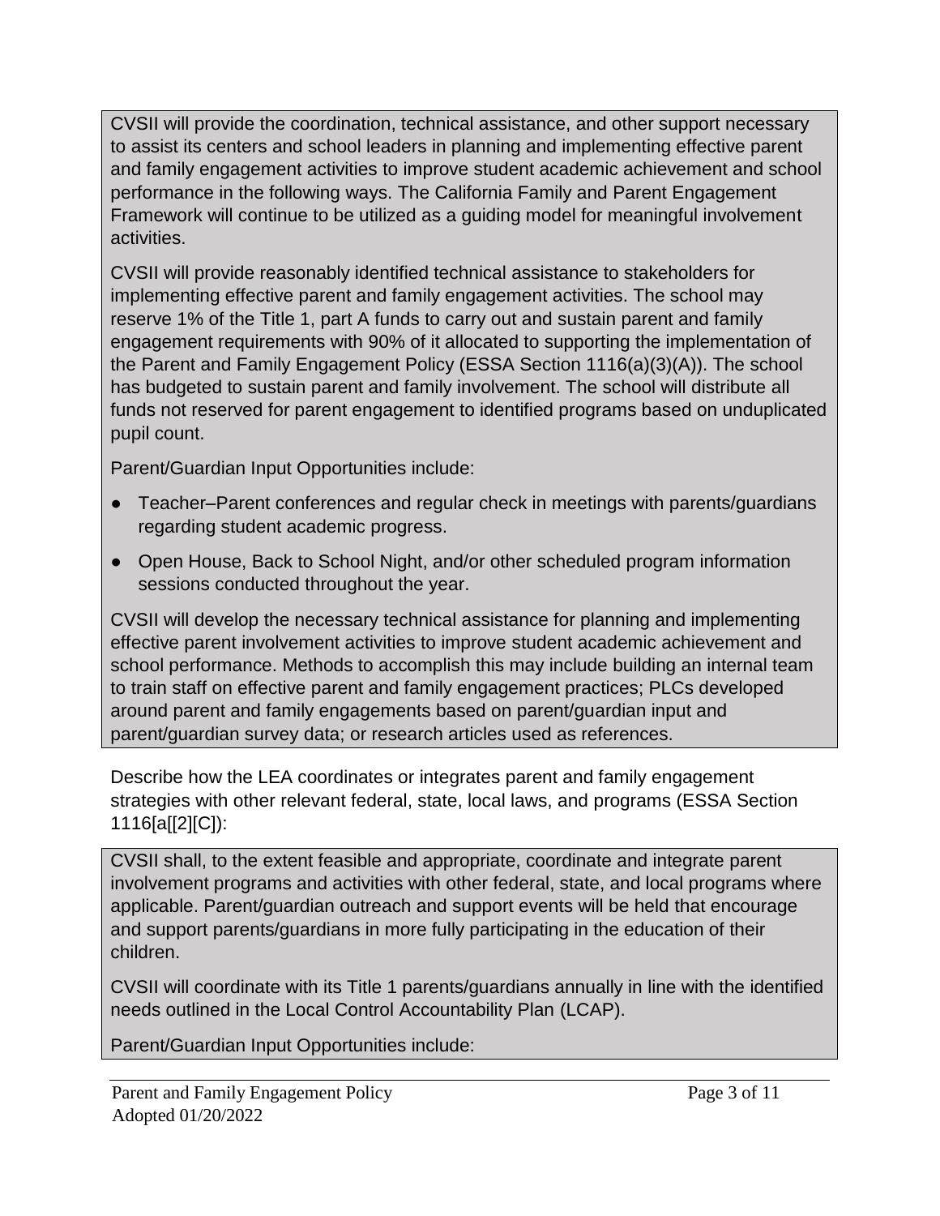CVSII will provide the coordination, technical assistance, and other support necessary to assist its centers and school leaders in planning and implementing effective parent and family engagement activities to improve student academic achievement and school performance in the following ways. The California Family and Parent Engagement Framework will continue to be utilized as a guiding model for meaningful involvement activities.

CVSII will provide reasonably identified technical assistance to stakeholders for implementing effective parent and family engagement activities. The school may reserve 1% of the Title 1, part A funds to carry out and sustain parent and family engagement requirements with 90% of it allocated to supporting the implementation of the Parent and Family Engagement Policy (ESSA Section 1116(a)(3)(A)). The school has budgeted to sustain parent and family involvement. The school will distribute all funds not reserved for parent engagement to identified programs based on unduplicated pupil count.

Parent/Guardian Input Opportunities include:

- Teacher–Parent conferences and regular check in meetings with parents/guardians regarding student academic progress.
- Open House, Back to School Night, and/or other scheduled program information sessions conducted throughout the year.

CVSII will develop the necessary technical assistance for planning and implementing effective parent involvement activities to improve student academic achievement and school performance. Methods to accomplish this may include building an internal team to train staff on effective parent and family engagement practices; PLCs developed around parent and family engagements based on parent/guardian input and parent/guardian survey data; or research articles used as references.

Describe how the LEA coordinates or integrates parent and family engagement strategies with other relevant federal, state, local laws, and programs (ESSA Section 1116[a[[2][C]):

CVSII shall, to the extent feasible and appropriate, coordinate and integrate parent involvement programs and activities with other federal, state, and local programs where applicable. Parent/guardian outreach and support events will be held that encourage and support parents/guardians in more fully participating in the education of their children.

CVSII will coordinate with its Title 1 parents/guardians annually in line with the identified needs outlined in the Local Control Accountability Plan (LCAP).

Parent/Guardian Input Opportunities include: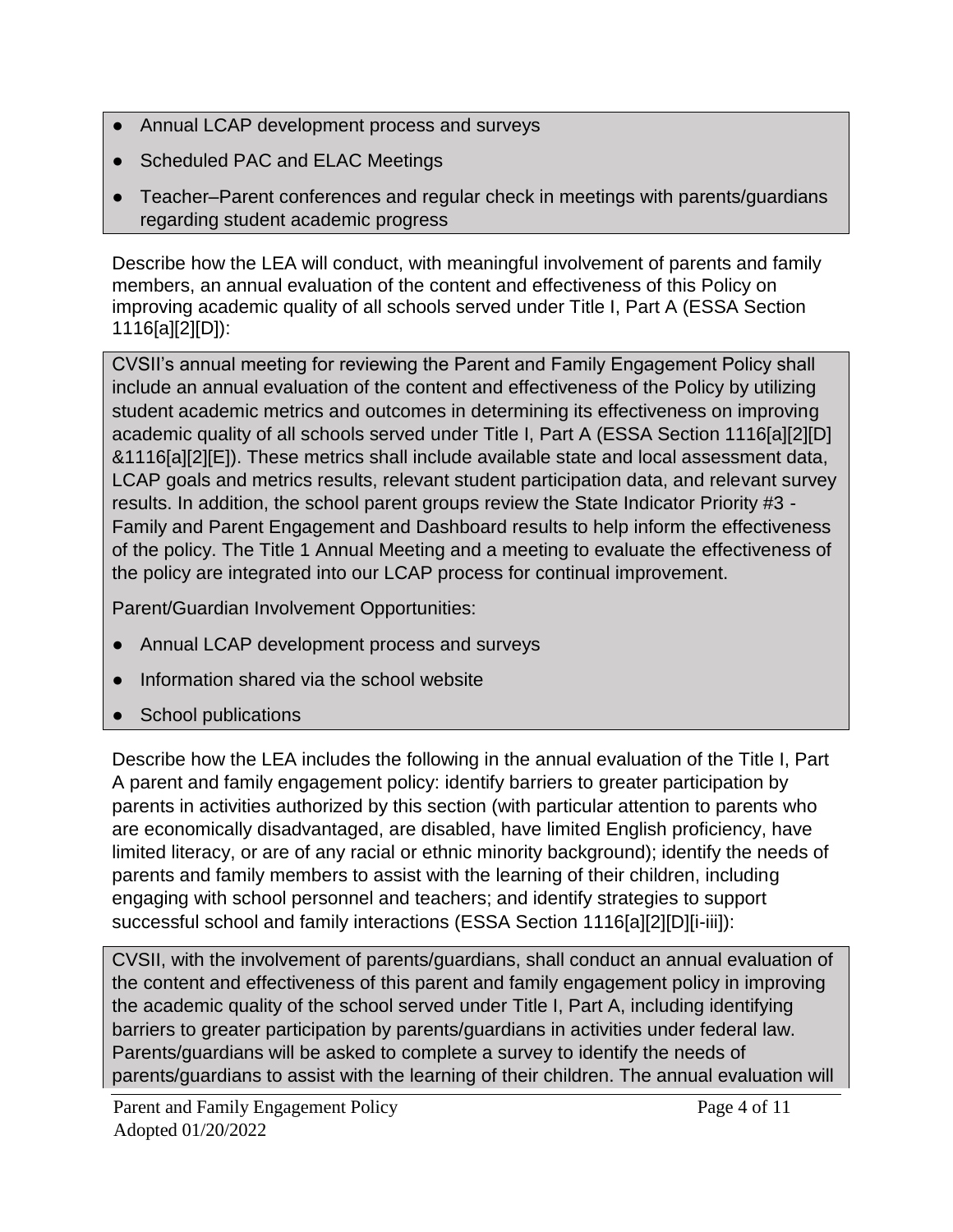- Annual LCAP development process and surveys
- Scheduled PAC and ELAC Meetings
- Teacher–Parent conferences and regular check in meetings with parents/guardians regarding student academic progress

Describe how the LEA will conduct, with meaningful involvement of parents and family members, an annual evaluation of the content and effectiveness of this Policy on improving academic quality of all schools served under Title I, Part A (ESSA Section 1116[a][2][D]):

CVSII's annual meeting for reviewing the Parent and Family Engagement Policy shall include an annual evaluation of the content and effectiveness of the Policy by utilizing student academic metrics and outcomes in determining its effectiveness on improving academic quality of all schools served under Title I, Part A (ESSA Section 1116[a][2][D] &1116[a][2][E]). These metrics shall include available state and local assessment data, LCAP goals and metrics results, relevant student participation data, and relevant survey results. In addition, the school parent groups review the State Indicator Priority #3 - Family and Parent Engagement and Dashboard results to help inform the effectiveness of the policy. The Title 1 Annual Meeting and a meeting to evaluate the effectiveness of the policy are integrated into our LCAP process for continual improvement.

Parent/Guardian Involvement Opportunities:

- Annual LCAP development process and surveys
- Information shared via the school website
- School publications

Describe how the LEA includes the following in the annual evaluation of the Title I, Part A parent and family engagement policy: identify barriers to greater participation by parents in activities authorized by this section (with particular attention to parents who are economically disadvantaged, are disabled, have limited English proficiency, have limited literacy, or are of any racial or ethnic minority background); identify the needs of parents and family members to assist with the learning of their children, including engaging with school personnel and teachers; and identify strategies to support successful school and family interactions (ESSA Section 1116[a][2][D][i-iii]):

CVSII, with the involvement of parents/guardians, shall conduct an annual evaluation of the content and effectiveness of this parent and family engagement policy in improving the academic quality of the school served under Title I, Part A, including identifying barriers to greater participation by parents/guardians in activities under federal law. Parents/guardians will be asked to complete a survey to identify the needs of parents/guardians to assist with the learning of their children. The annual evaluation will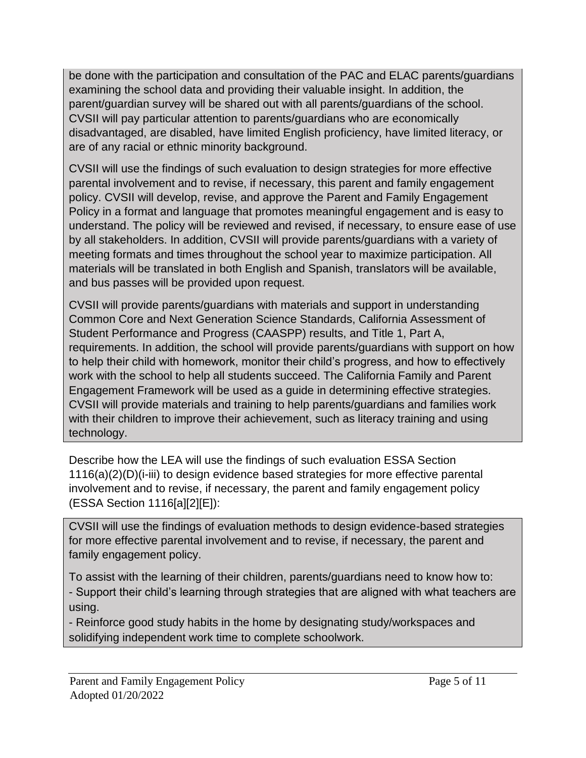be done with the participation and consultation of the PAC and ELAC parents/guardians examining the school data and providing their valuable insight. In addition, the parent/guardian survey will be shared out with all parents/guardians of the school. CVSII will pay particular attention to parents/guardians who are economically disadvantaged, are disabled, have limited English proficiency, have limited literacy, or are of any racial or ethnic minority background.

CVSII will use the findings of such evaluation to design strategies for more effective parental involvement and to revise, if necessary, this parent and family engagement policy. CVSII will develop, revise, and approve the Parent and Family Engagement Policy in a format and language that promotes meaningful engagement and is easy to understand. The policy will be reviewed and revised, if necessary, to ensure ease of use by all stakeholders. In addition, CVSII will provide parents/guardians with a variety of meeting formats and times throughout the school year to maximize participation. All materials will be translated in both English and Spanish, translators will be available, and bus passes will be provided upon request.

CVSII will provide parents/guardians with materials and support in understanding Common Core and Next Generation Science Standards, California Assessment of Student Performance and Progress (CAASPP) results, and Title 1, Part A, requirements. In addition, the school will provide parents/guardians with support on how to help their child with homework, monitor their child's progress, and how to effectively work with the school to help all students succeed. The California Family and Parent Engagement Framework will be used as a guide in determining effective strategies. CVSII will provide materials and training to help parents/guardians and families work with their children to improve their achievement, such as literacy training and using technology.

Describe how the LEA will use the findings of such evaluation ESSA Section 1116(a)(2)(D)(i-iii) to design evidence based strategies for more effective parental involvement and to revise, if necessary, the parent and family engagement policy (ESSA Section 1116[a][2][E]):

CVSII will use the findings of evaluation methods to design evidence-based strategies for more effective parental involvement and to revise, if necessary, the parent and family engagement policy.

To assist with the learning of their children, parents/guardians need to know how to:
- Support their child's learning through strategies that are aligned with what teachers are using.
- Reinforce good study habits in the home by designating study/workspaces and solidifying independent work time to complete schoolwork.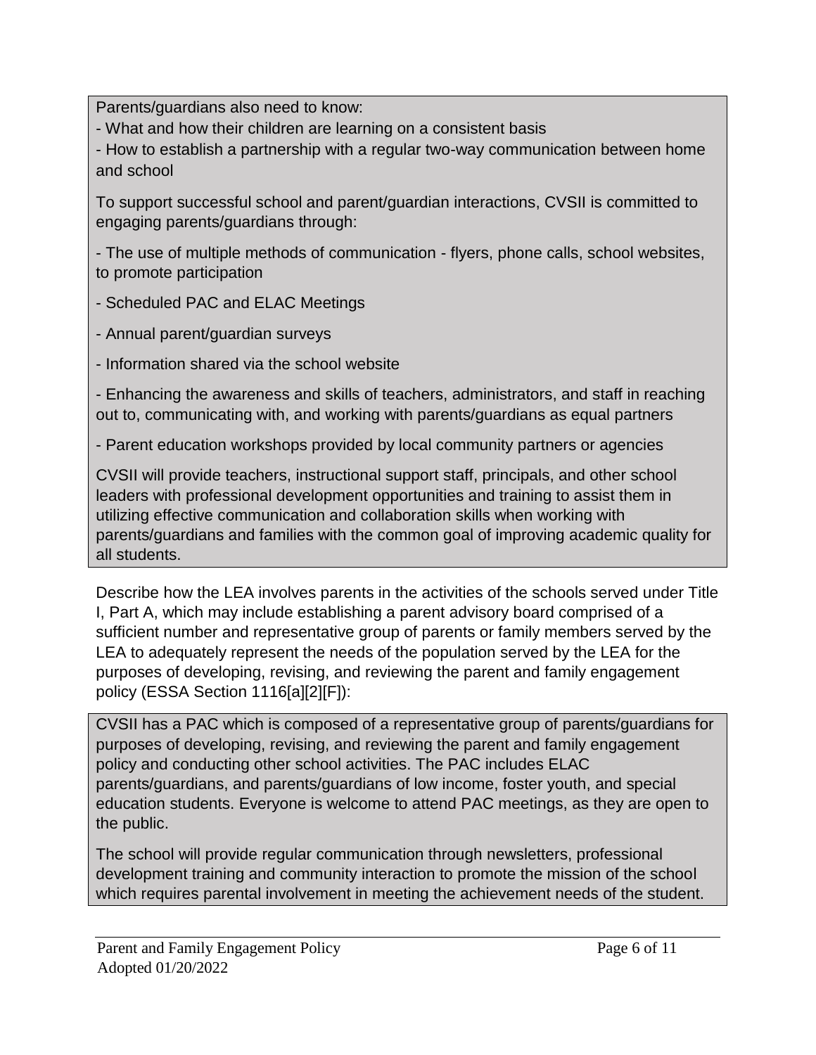Parents/guardians also need to know:

- What and how their children are learning on a consistent basis
- How to establish a partnership with a regular two-way communication between home and school

To support successful school and parent/guardian interactions, CVSII is committed to engaging parents/guardians through:

- The use of multiple methods of communication - flyers, phone calls, school websites, to promote participation
- Scheduled PAC and ELAC Meetings
- Annual parent/guardian surveys
- Information shared via the school website
- Enhancing the awareness and skills of teachers, administrators, and staff in reaching out to, communicating with, and working with parents/guardians as equal partners
- Parent education workshops provided by local community partners or agencies

CVSII will provide teachers, instructional support staff, principals, and other school leaders with professional development opportunities and training to assist them in utilizing effective communication and collaboration skills when working with parents/guardians and families with the common goal of improving academic quality for all students.

Describe how the LEA involves parents in the activities of the schools served under Title I, Part A, which may include establishing a parent advisory board comprised of a sufficient number and representative group of parents or family members served by the LEA to adequately represent the needs of the population served by the LEA for the purposes of developing, revising, and reviewing the parent and family engagement policy (ESSA Section 1116[a][2][F]):

CVSII has a PAC which is composed of a representative group of parents/guardians for purposes of developing, revising, and reviewing the parent and family engagement policy and conducting other school activities. The PAC includes ELAC parents/guardians, and parents/guardians of low income, foster youth, and special education students. Everyone is welcome to attend PAC meetings, as they are open to the public.

The school will provide regular communication through newsletters, professional development training and community interaction to promote the mission of the school which requires parental involvement in meeting the achievement needs of the student.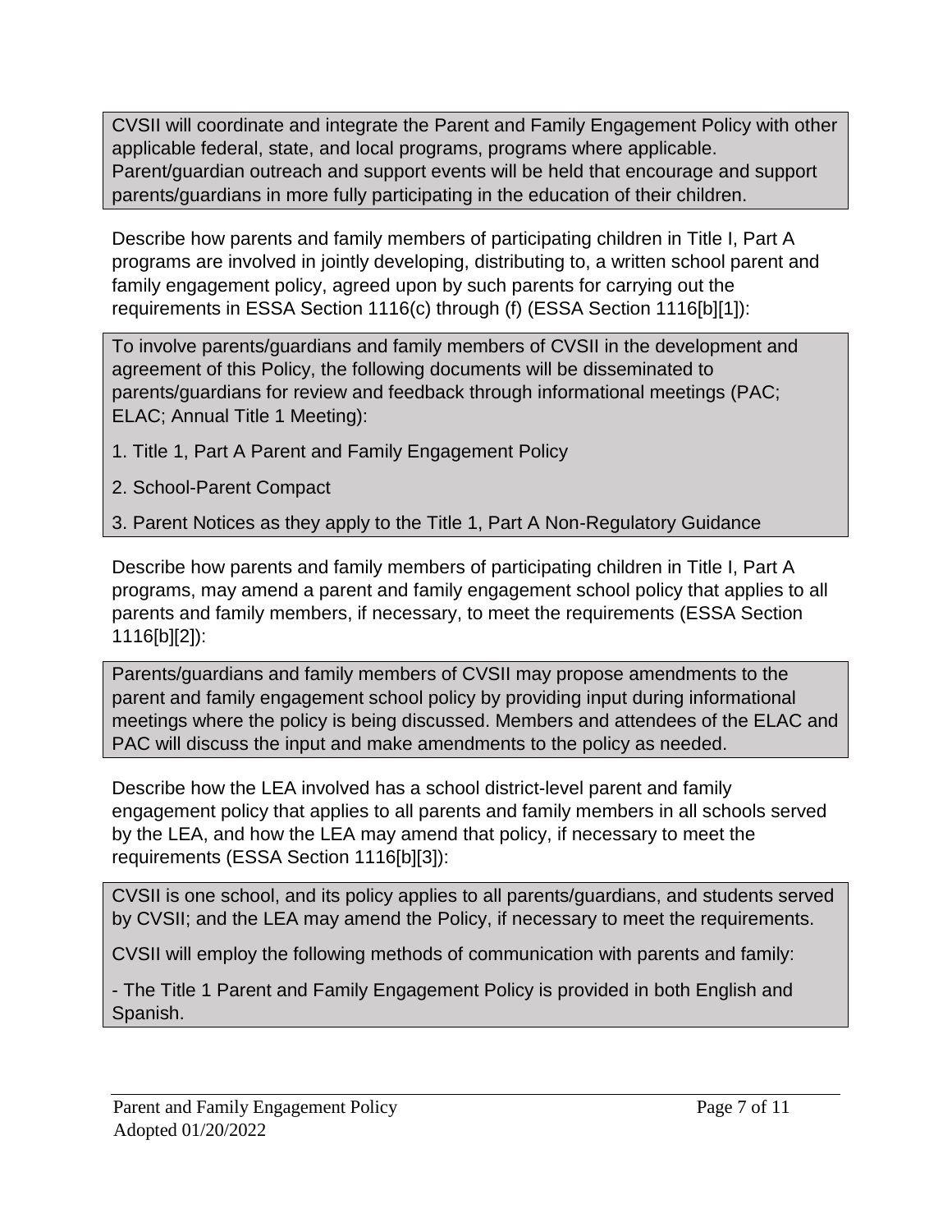CVSII will coordinate and integrate the Parent and Family Engagement Policy with other applicable federal, state, and local programs, programs where applicable. Parent/guardian outreach and support events will be held that encourage and support parents/guardians in more fully participating in the education of their children.

Describe how parents and family members of participating children in Title I, Part A programs are involved in jointly developing, distributing to, a written school parent and family engagement policy, agreed upon by such parents for carrying out the requirements in ESSA Section 1116(c) through (f) (ESSA Section 1116[b][1]):

To involve parents/guardians and family members of CVSII in the development and agreement of this Policy, the following documents will be disseminated to parents/guardians for review and feedback through informational meetings (PAC; ELAC; Annual Title 1 Meeting):

1. Title 1, Part A Parent and Family Engagement Policy

2. School-Parent Compact

3. Parent Notices as they apply to the Title 1, Part A Non-Regulatory Guidance

Describe how parents and family members of participating children in Title I, Part A programs, may amend a parent and family engagement school policy that applies to all parents and family members, if necessary, to meet the requirements (ESSA Section 1116[b][2]):

Parents/guardians and family members of CVSII may propose amendments to the parent and family engagement school policy by providing input during informational meetings where the policy is being discussed. Members and attendees of the ELAC and PAC will discuss the input and make amendments to the policy as needed.

Describe how the LEA involved has a school district-level parent and family engagement policy that applies to all parents and family members in all schools served by the LEA, and how the LEA may amend that policy, if necessary to meet the requirements (ESSA Section 1116[b][3]):

CVSII is one school, and its policy applies to all parents/guardians, and students served by CVSII; and the LEA may amend the Policy, if necessary to meet the requirements.

CVSII will employ the following methods of communication with parents and family:

- The Title 1 Parent and Family Engagement Policy is provided in both English and Spanish.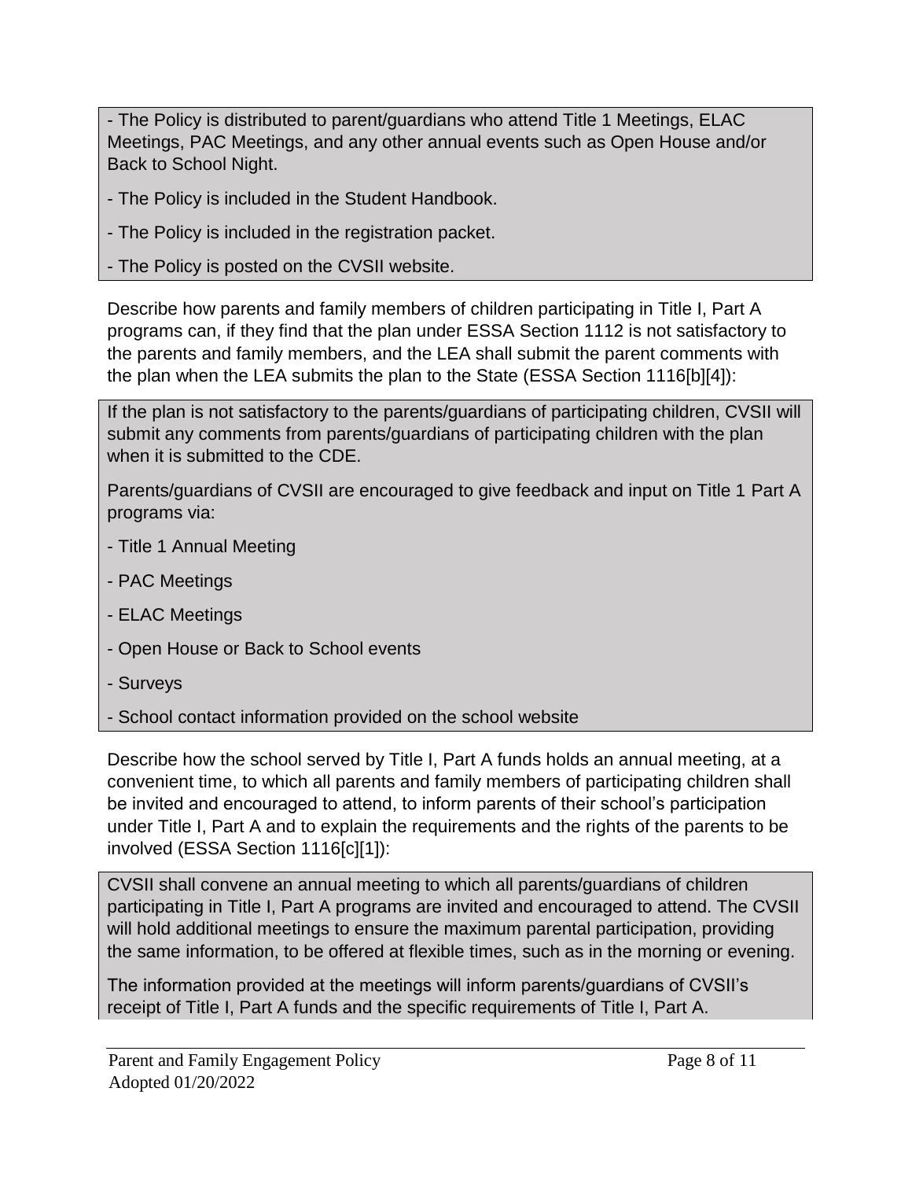- The Policy is distributed to parent/guardians who attend Title 1 Meetings, ELAC Meetings, PAC Meetings, and any other annual events such as Open House and/or Back to School Night.

- The Policy is included in the Student Handbook.

- The Policy is included in the registration packet.

- The Policy is posted on the CVSII website.

Describe how parents and family members of children participating in Title I, Part A programs can, if they find that the plan under ESSA Section 1112 is not satisfactory to the parents and family members, and the LEA shall submit the parent comments with the plan when the LEA submits the plan to the State (ESSA Section 1116[b][4]):

If the plan is not satisfactory to the parents/guardians of participating children, CVSII will submit any comments from parents/guardians of participating children with the plan when it is submitted to the CDE.

Parents/guardians of CVSII are encouraged to give feedback and input on Title 1 Part A programs via:

- Title 1 Annual Meeting

- PAC Meetings

- ELAC Meetings

- Open House or Back to School events

- Surveys

- School contact information provided on the school website

Describe how the school served by Title I, Part A funds holds an annual meeting, at a convenient time, to which all parents and family members of participating children shall be invited and encouraged to attend, to inform parents of their school's participation under Title I, Part A and to explain the requirements and the rights of the parents to be involved (ESSA Section 1116[c][1]):

CVSII shall convene an annual meeting to which all parents/guardians of children participating in Title I, Part A programs are invited and encouraged to attend. The CVSII will hold additional meetings to ensure the maximum parental participation, providing the same information, to be offered at flexible times, such as in the morning or evening.

The information provided at the meetings will inform parents/guardians of CVSII's receipt of Title I, Part A funds and the specific requirements of Title I, Part A.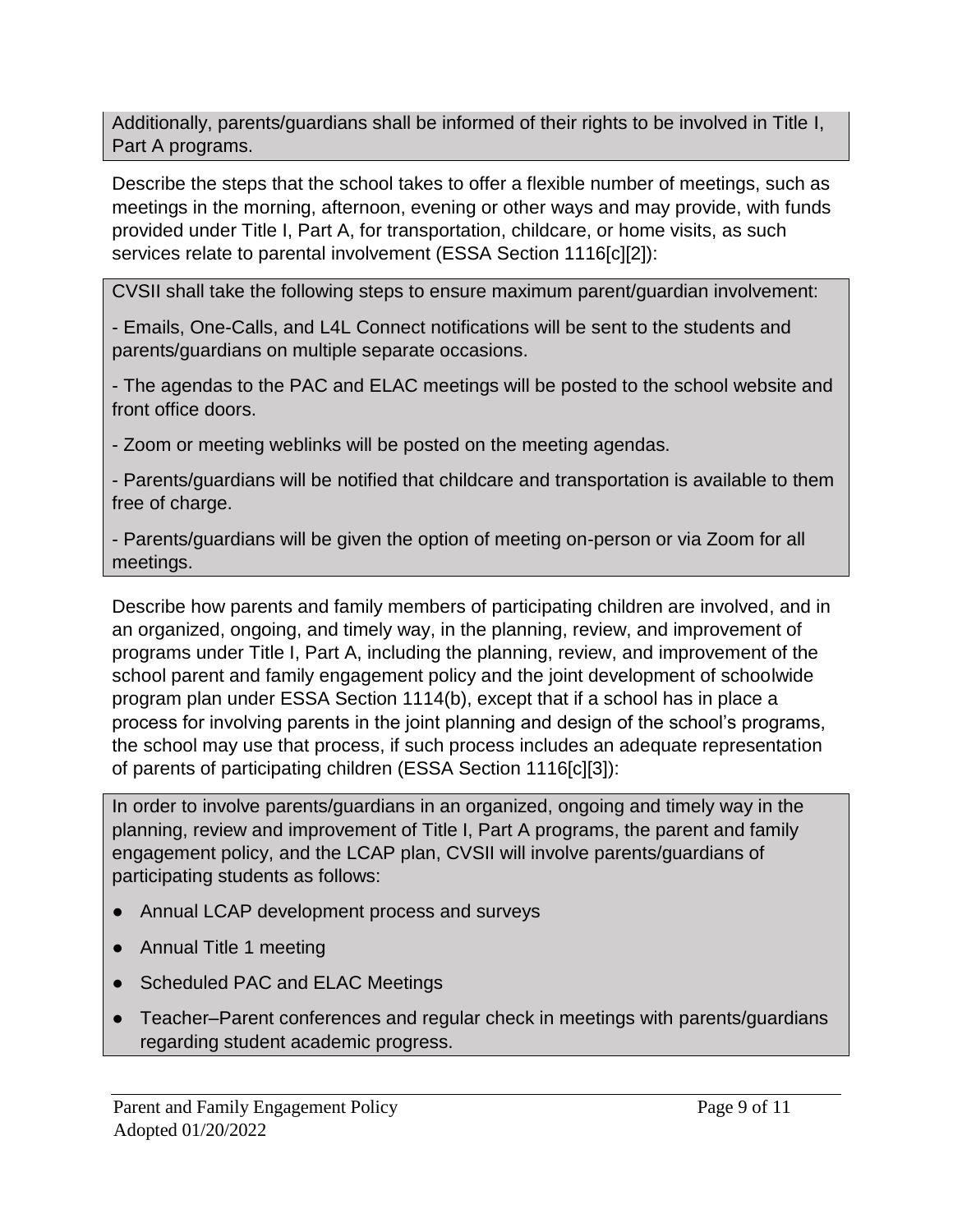Additionally, parents/guardians shall be informed of their rights to be involved in Title I, Part A programs.

Describe the steps that the school takes to offer a flexible number of meetings, such as meetings in the morning, afternoon, evening or other ways and may provide, with funds provided under Title I, Part A, for transportation, childcare, or home visits, as such services relate to parental involvement (ESSA Section 1116[c][2]):

CVSII shall take the following steps to ensure maximum parent/guardian involvement:

- Emails, One-Calls, and L4L Connect notifications will be sent to the students and parents/guardians on multiple separate occasions.

- The agendas to the PAC and ELAC meetings will be posted to the school website and front office doors.

- Zoom or meeting weblinks will be posted on the meeting agendas.

- Parents/guardians will be notified that childcare and transportation is available to them free of charge.

- Parents/guardians will be given the option of meeting on-person or via Zoom for all meetings.

Describe how parents and family members of participating children are involved, and in an organized, ongoing, and timely way, in the planning, review, and improvement of programs under Title I, Part A, including the planning, review, and improvement of the school parent and family engagement policy and the joint development of schoolwide program plan under ESSA Section 1114(b), except that if a school has in place a process for involving parents in the joint planning and design of the school's programs, the school may use that process, if such process includes an adequate representation of parents of participating children (ESSA Section 1116[c][3]):

In order to involve parents/guardians in an organized, ongoing and timely way in the planning, review and improvement of Title I, Part A programs, the parent and family engagement policy, and the LCAP plan, CVSII will involve parents/guardians of participating students as follows:

- Annual LCAP development process and surveys
- Annual Title 1 meeting
- Scheduled PAC and ELAC Meetings
- Teacher–Parent conferences and regular check in meetings with parents/guardians regarding student academic progress.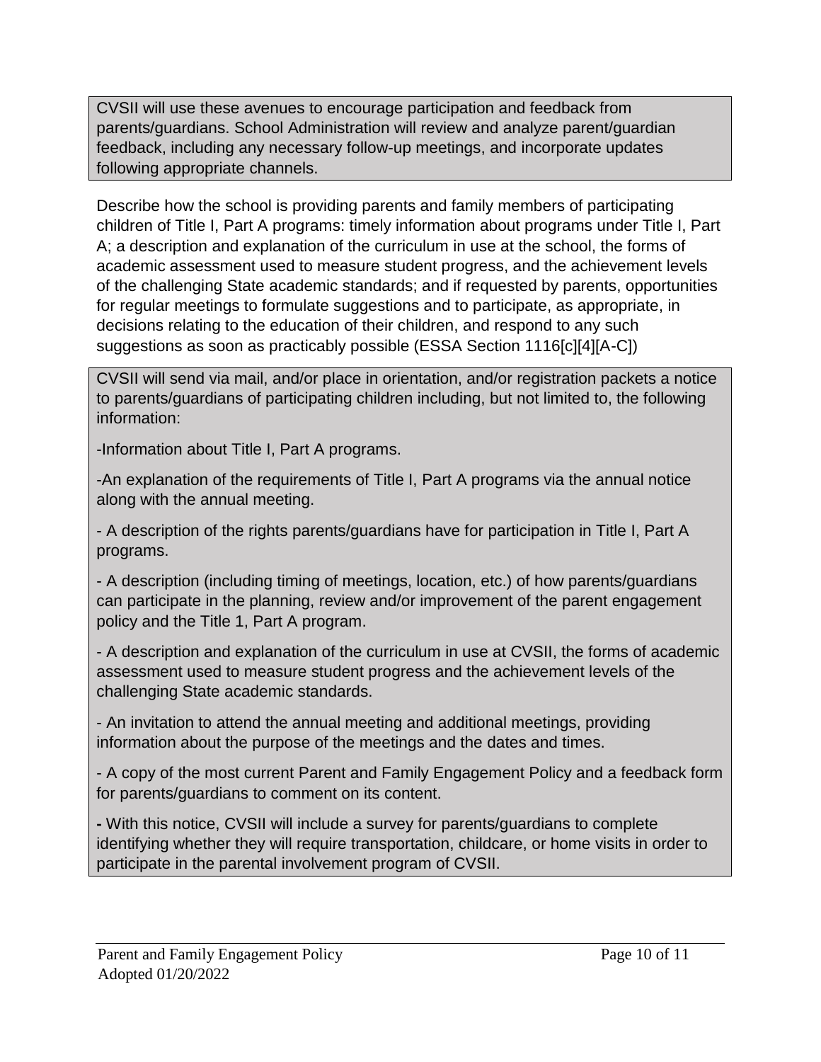CVSII will use these avenues to encourage participation and feedback from parents/guardians. School Administration will review and analyze parent/guardian feedback, including any necessary follow-up meetings, and incorporate updates following appropriate channels.

Describe how the school is providing parents and family members of participating children of Title I, Part A programs: timely information about programs under Title I, Part A; a description and explanation of the curriculum in use at the school, the forms of academic assessment used to measure student progress, and the achievement levels of the challenging State academic standards; and if requested by parents, opportunities for regular meetings to formulate suggestions and to participate, as appropriate, in decisions relating to the education of their children, and respond to any such suggestions as soon as practicably possible (ESSA Section 1116[c][4][A-C])

CVSII will send via mail, and/or place in orientation, and/or registration packets a notice to parents/guardians of participating children including, but not limited to, the following information:

-Information about Title I, Part A programs.

-An explanation of the requirements of Title I, Part A programs via the annual notice along with the annual meeting.

- A description of the rights parents/guardians have for participation in Title I, Part A programs.

- A description (including timing of meetings, location, etc.) of how parents/guardians can participate in the planning, review and/or improvement of the parent engagement policy and the Title 1, Part A program.

- A description and explanation of the curriculum in use at CVSII, the forms of academic assessment used to measure student progress and the achievement levels of the challenging State academic standards.

- An invitation to attend the annual meeting and additional meetings, providing information about the purpose of the meetings and the dates and times.

- A copy of the most current Parent and Family Engagement Policy and a feedback form for parents/guardians to comment on its content.

**-** With this notice, CVSII will include a survey for parents/guardians to complete identifying whether they will require transportation, childcare, or home visits in order to participate in the parental involvement program of CVSII.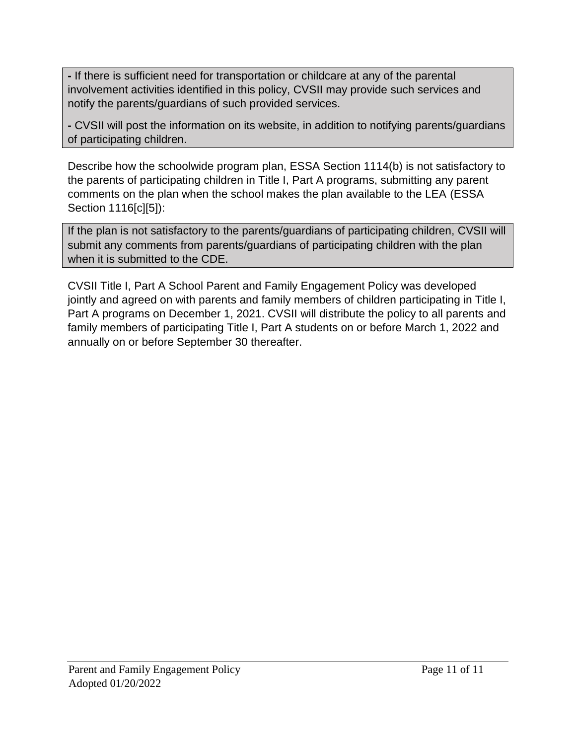- If there is sufficient need for transportation or childcare at any of the parental involvement activities identified in this policy, CVSII may provide such services and notify the parents/guardians of such provided services.

- CVSII will post the information on its website, in addition to notifying parents/guardians of participating children.

Describe how the schoolwide program plan, ESSA Section 1114(b) is not satisfactory to the parents of participating children in Title I, Part A programs, submitting any parent comments on the plan when the school makes the plan available to the LEA (ESSA Section 1116[c][5]):

If the plan is not satisfactory to the parents/guardians of participating children, CVSII will submit any comments from parents/guardians of participating children with the plan when it is submitted to the CDE.

CVSII Title I, Part A School Parent and Family Engagement Policy was developed jointly and agreed on with parents and family members of children participating in Title I, Part A programs on December 1, 2021. CVSII will distribute the policy to all parents and family members of participating Title I, Part A students on or before March 1, 2022 and annually on or before September 30 thereafter.